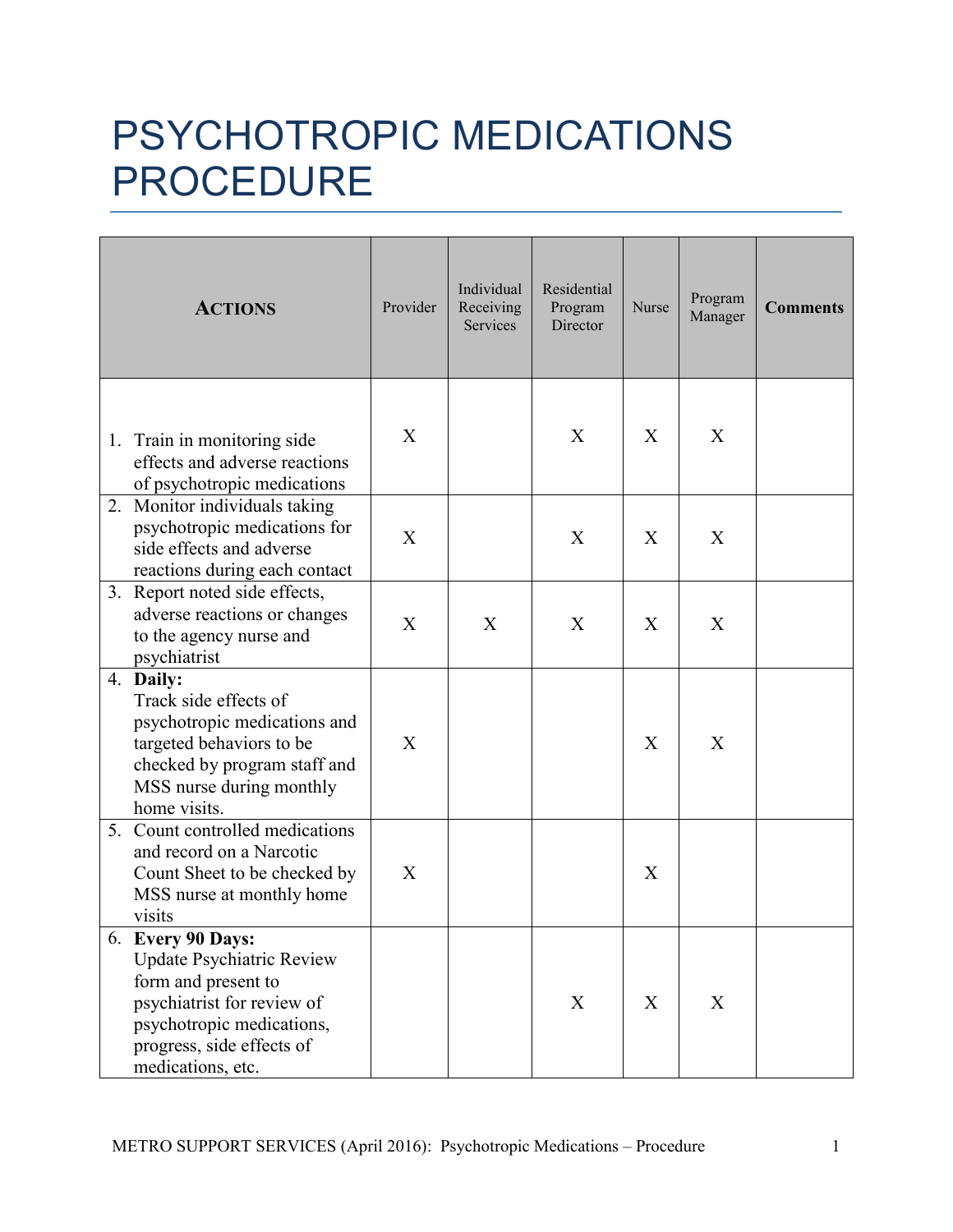# PSYCHOTROPIC MEDICATIONS PROCEDURE

| **ACTIONS** | Provider | Individual Receiving Services | Residential Program Director | Nurse | Program Manager | **Comments** |
|---|---|---|---|---|---|---|
| 1. Train in monitoring side effects and adverse reactions of psychotropic medications | X | | X | X | X | |
| 2. Monitor individuals taking psychotropic medications for side effects and adverse reactions during each contact | X | | X | X | X | |
| 3. Report noted side effects, adverse reactions or changes to the agency nurse and psychiatrist | X | X | X | X | X | |
| 4. **Daily:** Track side effects of psychotropic medications and targeted behaviors to be checked by program staff and MSS nurse during monthly home visits. | X | | | X | X | |
| 5. Count controlled medications and record on a Narcotic Count Sheet to be checked by MSS nurse at monthly home visits | X | | | X | | |
| 6. **Every 90 Days:** Update Psychiatric Review form and present to psychiatrist for review of psychotropic medications, progress, side effects of medications, etc. | | | X | X | X | |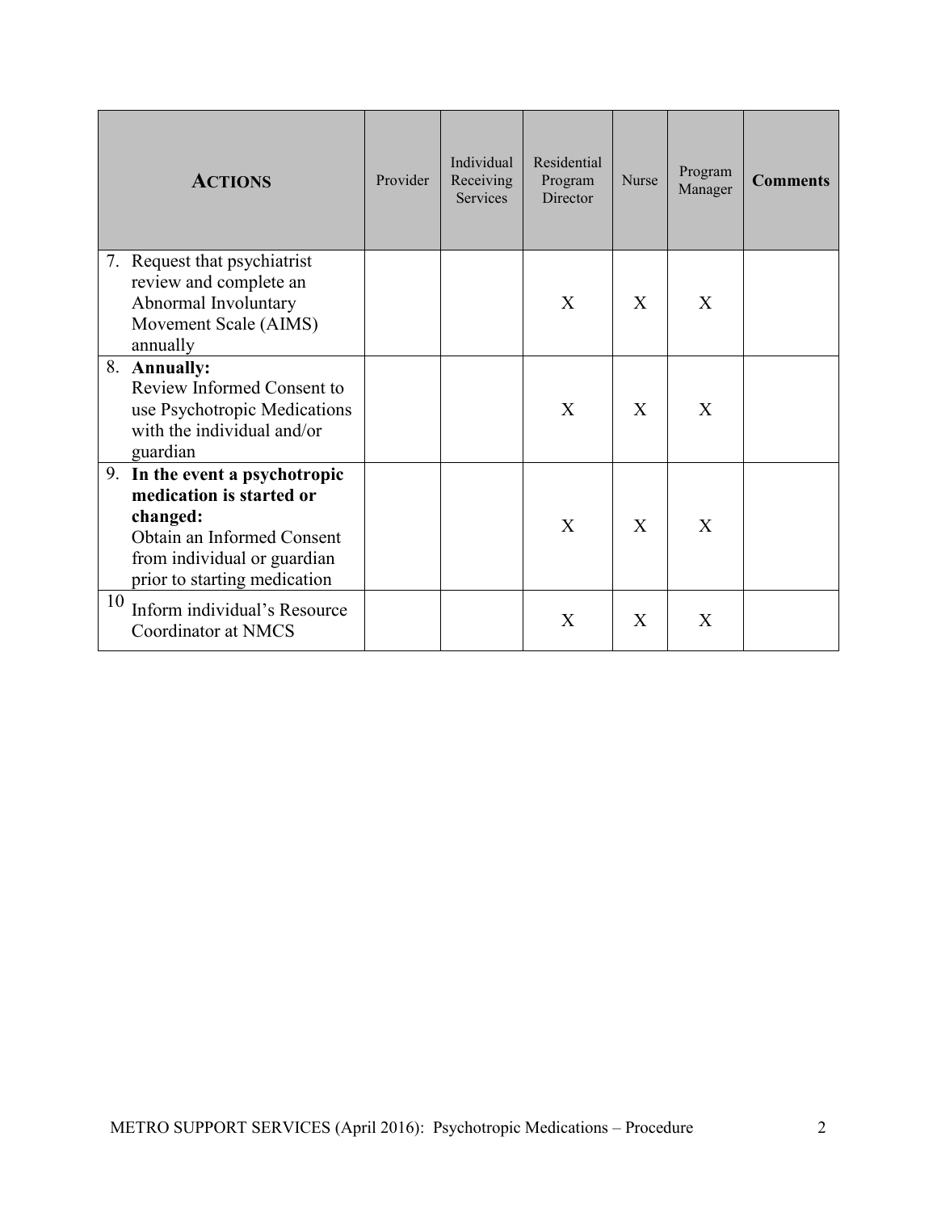| **ACTIONS** | Provider | Individual Receiving Services | Residential Program Director | Nurse | Program Manager | **Comments** |
|---|---|---|---|---|---|---|
| 7. Request that psychiatrist review and complete an Abnormal Involuntary Movement Scale (AIMS) annually | | | X | X | X | |
| 8. **Annually:** Review Informed Consent to use Psychotropic Medications with the individual and/or guardian | | | X | X | X | |
| 9. **In the event a psychotropic medication is started or changed:** Obtain an Informed Consent from individual or guardian prior to starting medication | | | X | X | X | |
| 10 Inform individual's Resource Coordinator at NMCS | | | X | X | X | |